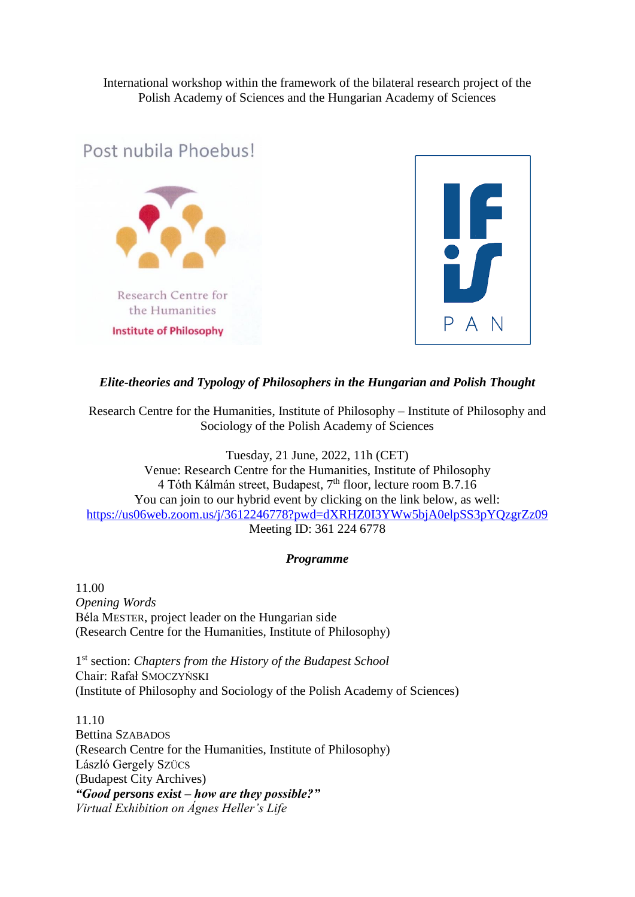International workshop within the framework of the bilateral research project of the Polish Academy of Sciences and the Hungarian Academy of Sciences

Post nubila Phoebus!

Research Centre for the Humanities

Institute of Philosophy

IFiS PAN

***Elite-theories and Typology of Philosophers in the Hungarian and Polish Thought***

Research Centre for the Humanities, Institute of Philosophy – Institute of Philosophy and Sociology of the Polish Academy of Sciences

Tuesday, 21 June, 2022, 11h (CET)
Venue: Research Centre for the Humanities, Institute of Philosophy
4 Tóth Kálmán street, Budapest, 7th floor, lecture room B.7.16
You can join to our hybrid event by clicking on the link below, as well:
https://us06web.zoom.us/j/3612246778?pwd=dXRHZ0I3YWw5bjA0elpSS3pYQzgrZz09
Meeting ID: 361 224 6778

***Programme***

11.00
*Opening Words*
Béla MESTER, project leader on the Hungarian side
(Research Centre for the Humanities, Institute of Philosophy)

1st section: *Chapters from the History of the Budapest School*
Chair: Rafał SMOCZYŃSKI
(Institute of Philosophy and Sociology of the Polish Academy of Sciences)

11.10
Bettina SZABADOS
(Research Centre for the Humanities, Institute of Philosophy)
László Gergely SZÜCS
(Budapest City Archives)
***"Good persons exist – how are they possible?"***
*Virtual Exhibition on Ágnes Heller's Life*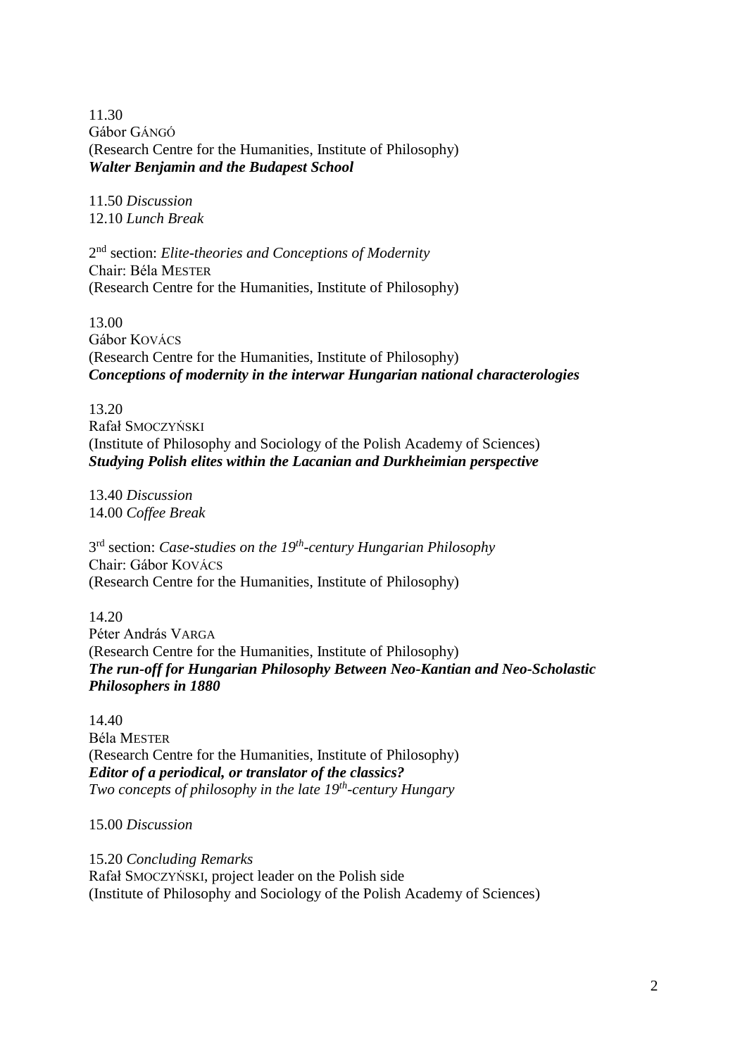11.30
Gábor GÁNGÓ
(Research Centre for the Humanities, Institute of Philosophy)
***Walter Benjamin and the Budapest School***

11.50 *Discussion*
12.10 *Lunch Break*

2nd section: *Elite-theories and Conceptions of Modernity*
Chair: Béla MESTER
(Research Centre for the Humanities, Institute of Philosophy)

13.00
Gábor KOVÁCS
(Research Centre for the Humanities, Institute of Philosophy)
***Conceptions of modernity in the interwar Hungarian national characterologies***

13.20
Rafał SMOCZYŃSKI
(Institute of Philosophy and Sociology of the Polish Academy of Sciences)
***Studying Polish elites within the Lacanian and Durkheimian perspective***

13.40 *Discussion*
14.00 *Coffee Break*

3rd section: *Case-studies on the 19th-century Hungarian Philosophy*
Chair: Gábor KOVÁCS
(Research Centre for the Humanities, Institute of Philosophy)

14.20
Péter András VARGA
(Research Centre for the Humanities, Institute of Philosophy)
***The run-off for Hungarian Philosophy Between Neo-Kantian and Neo-Scholastic Philosophers in 1880***

14.40
Béla MESTER
(Research Centre for the Humanities, Institute of Philosophy)
***Editor of a periodical, or translator of the classics?***
*Two concepts of philosophy in the late 19th-century Hungary*

15.00 *Discussion*

15.20 *Concluding Remarks*
Rafał SMOCZYŃSKI, project leader on the Polish side
(Institute of Philosophy and Sociology of the Polish Academy of Sciences)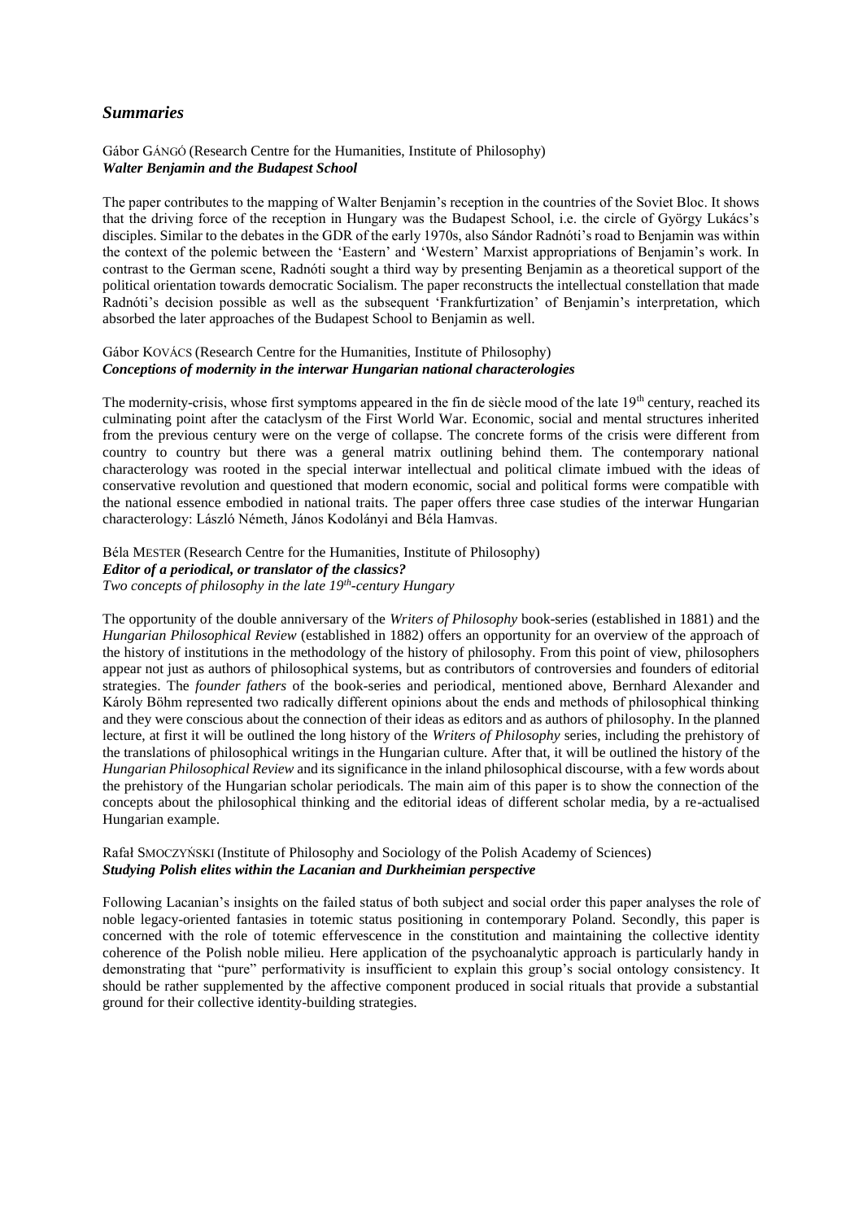## *Summaries*

Gábor GÁNGÓ (Research Centre for the Humanities, Institute of Philosophy)
***Walter Benjamin and the Budapest School***

The paper contributes to the mapping of Walter Benjamin's reception in the countries of the Soviet Bloc. It shows that the driving force of the reception in Hungary was the Budapest School, i.e. the circle of György Lukács's disciples. Similar to the debates in the GDR of the early 1970s, also Sándor Radnóti's road to Benjamin was within the context of the polemic between the 'Eastern' and 'Western' Marxist appropriations of Benjamin's work. In contrast to the German scene, Radnóti sought a third way by presenting Benjamin as a theoretical support of the political orientation towards democratic Socialism. The paper reconstructs the intellectual constellation that made Radnóti's decision possible as well as the subsequent 'Frankfurtization' of Benjamin's interpretation, which absorbed the later approaches of the Budapest School to Benjamin as well.

Gábor KOVÁCS (Research Centre for the Humanities, Institute of Philosophy)
***Conceptions of modernity in the interwar Hungarian national characterologies***

The modernity-crisis, whose first symptoms appeared in the fin de siècle mood of the late 19th century, reached its culminating point after the cataclysm of the First World War. Economic, social and mental structures inherited from the previous century were on the verge of collapse. The concrete forms of the crisis were different from country to country but there was a general matrix outlining behind them. The contemporary national characterology was rooted in the special interwar intellectual and political climate imbued with the ideas of conservative revolution and questioned that modern economic, social and political forms were compatible with the national essence embodied in national traits. The paper offers three case studies of the interwar Hungarian characterology: László Németh, János Kodolányi and Béla Hamvas.

Béla MESTER (Research Centre for the Humanities, Institute of Philosophy)
***Editor of a periodical, or translator of the classics?***
*Two concepts of philosophy in the late 19th-century Hungary*

The opportunity of the double anniversary of the *Writers of Philosophy* book-series (established in 1881) and the *Hungarian Philosophical Review* (established in 1882) offers an opportunity for an overview of the approach of the history of institutions in the methodology of the history of philosophy. From this point of view, philosophers appear not just as authors of philosophical systems, but as contributors of controversies and founders of editorial strategies. The *founder fathers* of the book-series and periodical, mentioned above, Bernhard Alexander and Károly Böhm represented two radically different opinions about the ends and methods of philosophical thinking and they were conscious about the connection of their ideas as editors and as authors of philosophy. In the planned lecture, at first it will be outlined the long history of the *Writers of Philosophy* series, including the prehistory of the translations of philosophical writings in the Hungarian culture. After that, it will be outlined the history of the *Hungarian Philosophical Review* and its significance in the inland philosophical discourse, with a few words about the prehistory of the Hungarian scholar periodicals. The main aim of this paper is to show the connection of the concepts about the philosophical thinking and the editorial ideas of different scholar media, by a re-actualised Hungarian example.

Rafał SMOCZYŃSKI (Institute of Philosophy and Sociology of the Polish Academy of Sciences)
***Studying Polish elites within the Lacanian and Durkheimian perspective***

Following Lacanian's insights on the failed status of both subject and social order this paper analyses the role of noble legacy-oriented fantasies in totemic status positioning in contemporary Poland. Secondly, this paper is concerned with the role of totemic effervescence in the constitution and maintaining the collective identity coherence of the Polish noble milieu. Here application of the psychoanalytic approach is particularly handy in demonstrating that "pure" performativity is insufficient to explain this group's social ontology consistency. It should be rather supplemented by the affective component produced in social rituals that provide a substantial ground for their collective identity-building strategies.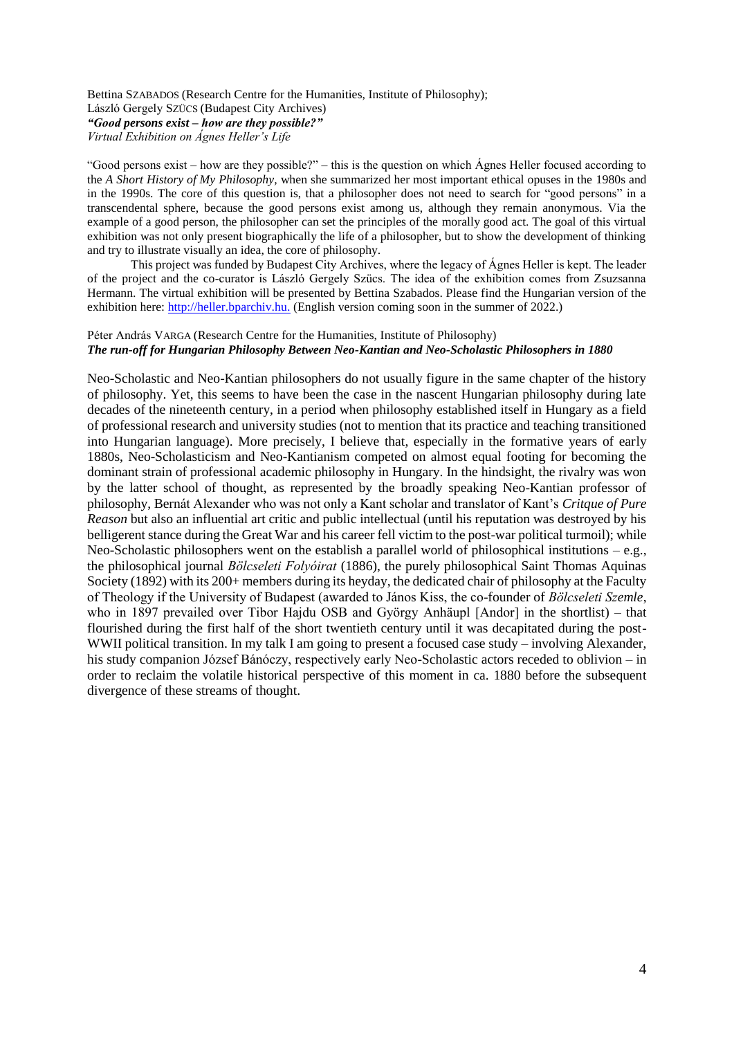Bettina SZABADOS (Research Centre for the Humanities, Institute of Philosophy);
László Gergely SZÜCS (Budapest City Archives)
***"Good persons exist – how are they possible?"***
*Virtual Exhibition on Ágnes Heller's Life*

"Good persons exist – how are they possible?" – this is the question on which Ágnes Heller focused according to the *A Short History of My Philosophy,* when she summarized her most important ethical opuses in the 1980s and in the 1990s. The core of this question is, that a philosopher does not need to search for "good persons" in a transcendental sphere, because the good persons exist among us, although they remain anonymous. Via the example of a good person, the philosopher can set the principles of the morally good act. The goal of this virtual exhibition was not only present biographically the life of a philosopher, but to show the development of thinking and try to illustrate visually an idea, the core of philosophy.

This project was funded by Budapest City Archives, where the legacy of Ágnes Heller is kept. The leader of the project and the co-curator is László Gergely Szücs. The idea of the exhibition comes from Zsuzsanna Hermann. The virtual exhibition will be presented by Bettina Szabados. Please find the Hungarian version of the exhibition here: http://heller.bparchiv.hu. (English version coming soon in the summer of 2022.)

Péter András VARGA (Research Centre for the Humanities, Institute of Philosophy)
***The run-off for Hungarian Philosophy Between Neo-Kantian and Neo-Scholastic Philosophers in 1880***

Neo-Scholastic and Neo-Kantian philosophers do not usually figure in the same chapter of the history of philosophy. Yet, this seems to have been the case in the nascent Hungarian philosophy during late decades of the nineteenth century, in a period when philosophy established itself in Hungary as a field of professional research and university studies (not to mention that its practice and teaching transitioned into Hungarian language). More precisely, I believe that, especially in the formative years of early 1880s, Neo-Scholasticism and Neo-Kantianism competed on almost equal footing for becoming the dominant strain of professional academic philosophy in Hungary. In the hindsight, the rivalry was won by the latter school of thought, as represented by the broadly speaking Neo-Kantian professor of philosophy, Bernát Alexander who was not only a Kant scholar and translator of Kant's *Critque of Pure Reason* but also an influential art critic and public intellectual (until his reputation was destroyed by his belligerent stance during the Great War and his career fell victim to the post-war political turmoil); while Neo-Scholastic philosophers went on the establish a parallel world of philosophical institutions – e.g., the philosophical journal *Bölcseleti Folyóirat* (1886), the purely philosophical Saint Thomas Aquinas Society (1892) with its 200+ members during its heyday, the dedicated chair of philosophy at the Faculty of Theology if the University of Budapest (awarded to János Kiss, the co-founder of *Bölcseleti Szemle*, who in 1897 prevailed over Tibor Hajdu OSB and György Anhäupl [Andor] in the shortlist) – that flourished during the first half of the short twentieth century until it was decapitated during the post-WWII political transition. In my talk I am going to present a focused case study – involving Alexander, his study companion József Bánóczy, respectively early Neo-Scholastic actors receded to oblivion – in order to reclaim the volatile historical perspective of this moment in ca. 1880 before the subsequent divergence of these streams of thought.